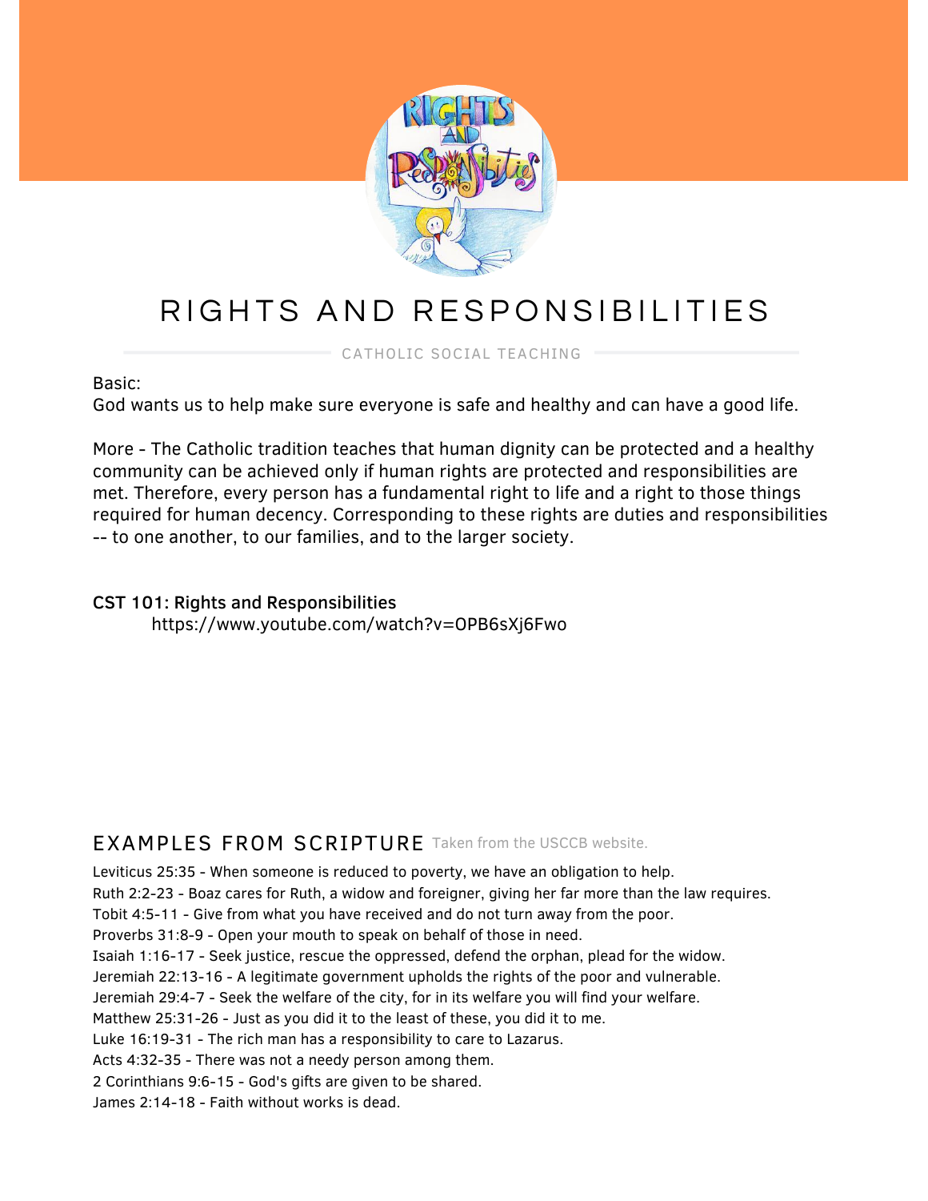# RIGHTS AND RESPONSIBILITIES

CATHOLIC SOCIAL TEACHING

Basic:
God wants us to help make sure everyone is safe and healthy and can have a good life.

More - The Catholic tradition teaches that human dignity can be protected and a healthy community can be achieved only if human rights are protected and responsibilities are met. Therefore, every person has a fundamental right to life and a right to those things required for human decency. Corresponding to these rights are duties and responsibilities -- to one another, to our families, and to the larger society.

**CST 101: Rights and Responsibilities**
https://www.youtube.com/watch?v=OPB6sXj6Fwo

## EXAMPLES FROM SCRIPTURE

Taken from the USCCB website.

Leviticus 25:35 - When someone is reduced to poverty, we have an obligation to help.
Ruth 2:2-23 - Boaz cares for Ruth, a widow and foreigner, giving her far more than the law requires.
Tobit 4:5-11 - Give from what you have received and do not turn away from the poor.
Proverbs 31:8-9 - Open your mouth to speak on behalf of those in need.
Isaiah 1:16-17 - Seek justice, rescue the oppressed, defend the orphan, plead for the widow.
Jeremiah 22:13-16 - A legitimate government upholds the rights of the poor and vulnerable.
Jeremiah 29:4-7 - Seek the welfare of the city, for in its welfare you will find your welfare.
Matthew 25:31-26 - Just as you did it to the least of these, you did it to me.
Luke 16:19-31 - The rich man has a responsibility to care to Lazarus.
Acts 4:32-35 - There was not a needy person among them.
2 Corinthians 9:6-15 - God's gifts are given to be shared.
James 2:14-18 - Faith without works is dead.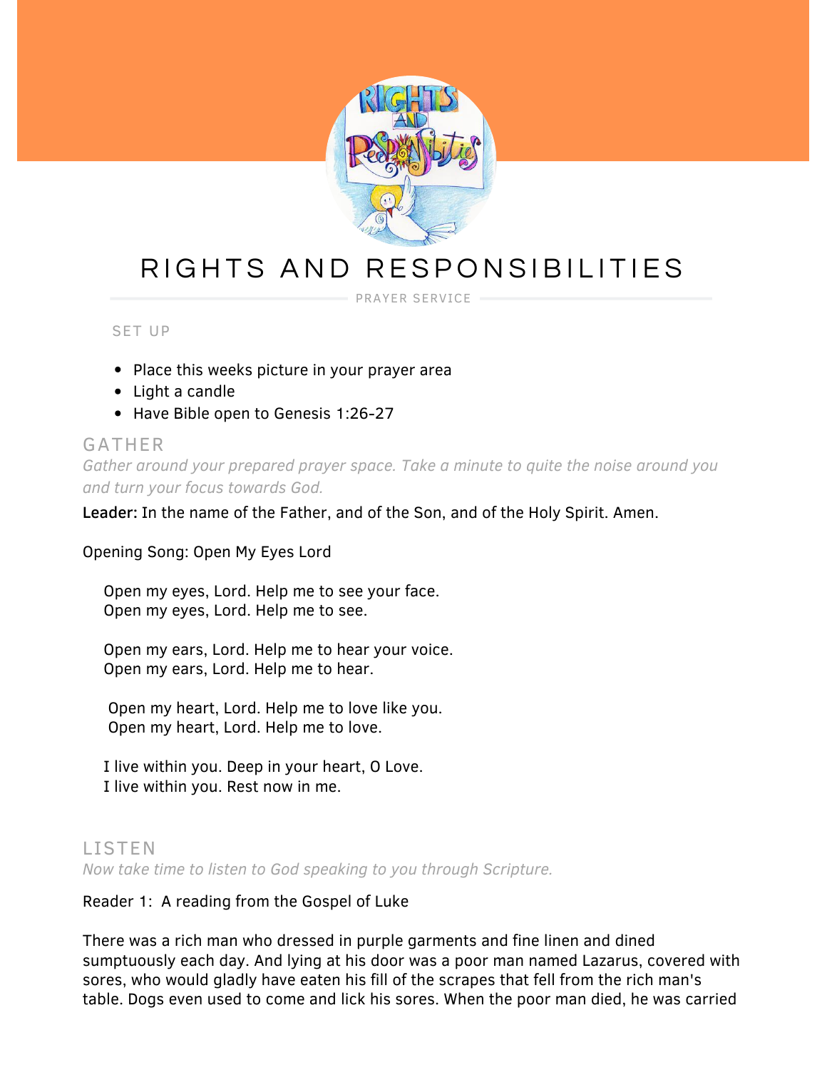# RIGHTS AND RESPONSIBILITIES

PRAYER SERVICE

## SET UP

- Place this weeks picture in your prayer area
- Light a candle
- Have Bible open to Genesis 1:26-27

## GATHER

*Gather around your prepared prayer space. Take a minute to quite the noise around you and turn your focus towards God.*

**Leader:** In the name of the Father, and of the Son, and of the Holy Spirit. Amen.

Opening Song: Open My Eyes Lord

Open my eyes, Lord. Help me to see your face.
Open my eyes, Lord. Help me to see.

Open my ears, Lord. Help me to hear your voice.
Open my ears, Lord. Help me to hear.

Open my heart, Lord. Help me to love like you.
Open my heart, Lord. Help me to love.

I live within you. Deep in your heart, O Love.
I live within you. Rest now in me.

## LISTEN

*Now take time to listen to God speaking to you through Scripture.*

Reader 1: A reading from the Gospel of Luke

There was a rich man who dressed in purple garments and fine linen and dined sumptuously each day. And lying at his door was a poor man named Lazarus, covered with sores, who would gladly have eaten his fill of the scrapes that fell from the rich man's table. Dogs even used to come and lick his sores. When the poor man died, he was carried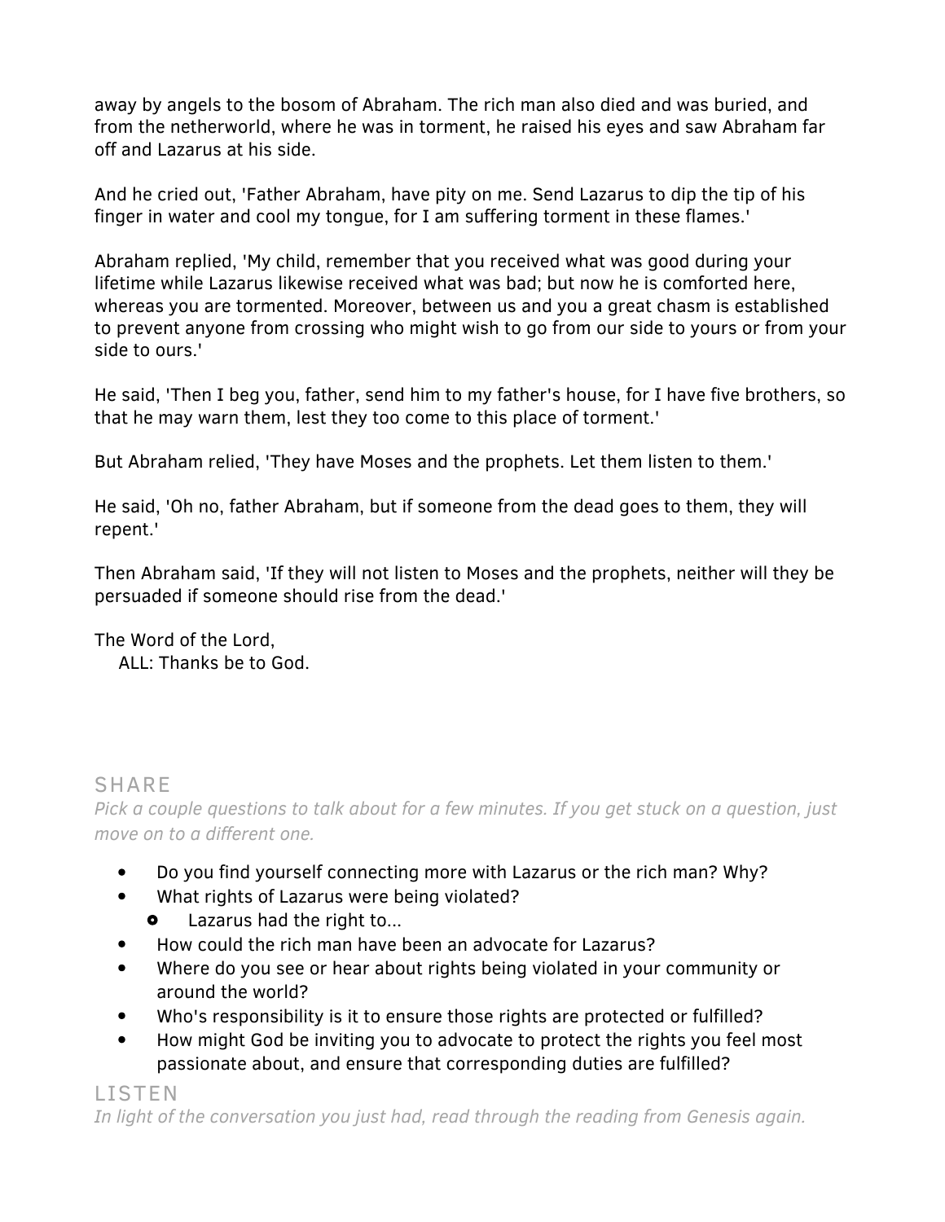away by angels to the bosom of Abraham. The rich man also died and was buried, and from the netherworld, where he was in torment, he raised his eyes and saw Abraham far off and Lazarus at his side.

And he cried out, 'Father Abraham, have pity on me. Send Lazarus to dip the tip of his finger in water and cool my tongue, for I am suffering torment in these flames.'

Abraham replied, 'My child, remember that you received what was good during your lifetime while Lazarus likewise received what was bad; but now he is comforted here, whereas you are tormented. Moreover, between us and you a great chasm is established to prevent anyone from crossing who might wish to go from our side to yours or from your side to ours.'

He said, 'Then I beg you, father, send him to my father's house, for I have five brothers, so that he may warn them, lest they too come to this place of torment.'

But Abraham relied, 'They have Moses and the prophets. Let them listen to them.'

He said, 'Oh no, father Abraham, but if someone from the dead goes to them, they will repent.'

Then Abraham said, 'If they will not listen to Moses and the prophets, neither will they be persuaded if someone should rise from the dead.'

The Word of the Lord,
ALL: Thanks be to God.

## SHARE

*Pick a couple questions to talk about for a few minutes. If you get stuck on a question, just move on to a different one.*

- Do you find yourself connecting more with Lazarus or the rich man? Why?
- What rights of Lazarus were being violated?
  - Lazarus had the right to...
- How could the rich man have been an advocate for Lazarus?
- Where do you see or hear about rights being violated in your community or around the world?
- Who's responsibility is it to ensure those rights are protected or fulfilled?
- How might God be inviting you to advocate to protect the rights you feel most passionate about, and ensure that corresponding duties are fulfilled?

## LISTEN

*In light of the conversation you just had, read through the reading from Genesis again.*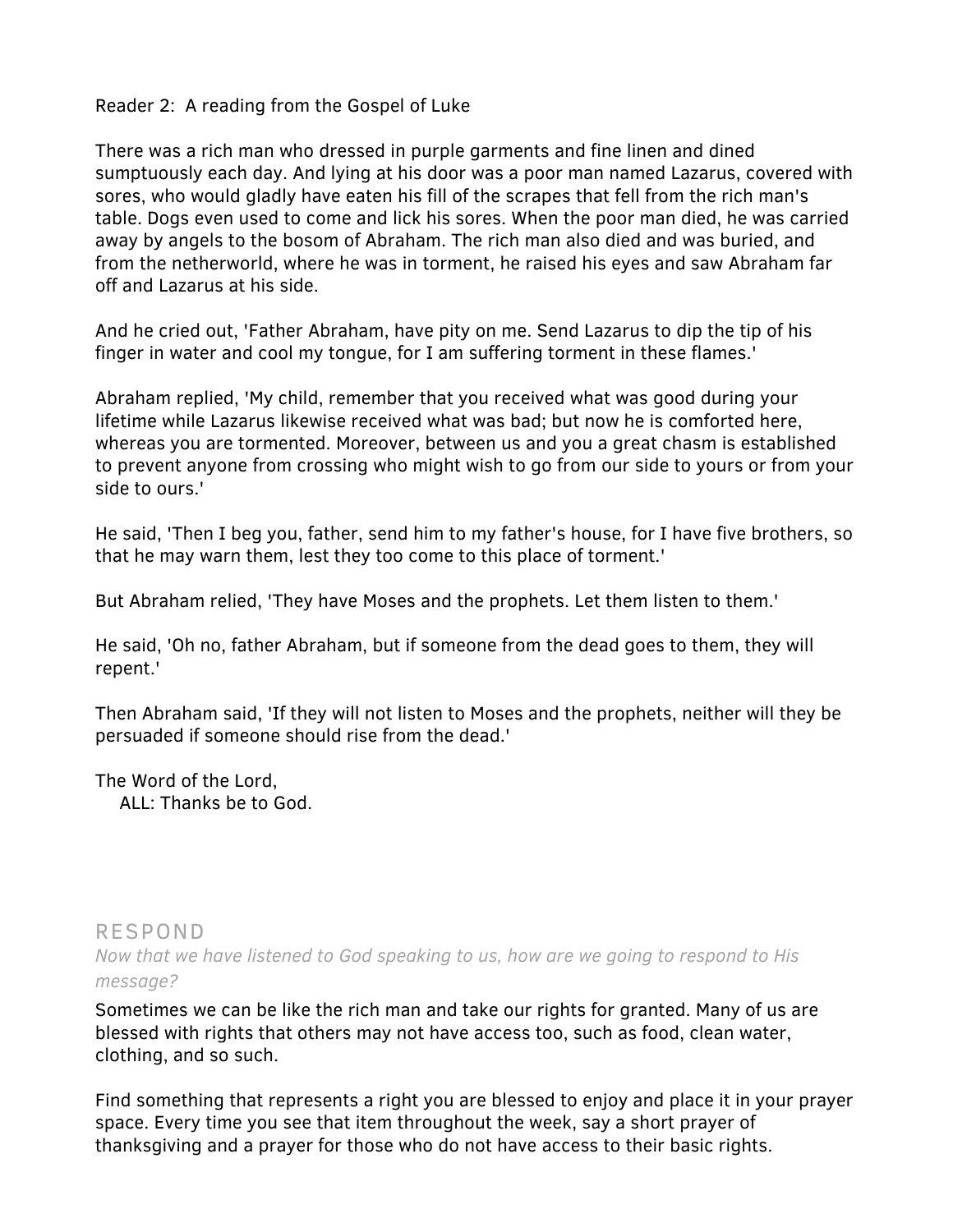Reader 2: A reading from the Gospel of Luke

There was a rich man who dressed in purple garments and fine linen and dined sumptuously each day. And lying at his door was a poor man named Lazarus, covered with sores, who would gladly have eaten his fill of the scrapes that fell from the rich man's table. Dogs even used to come and lick his sores. When the poor man died, he was carried away by angels to the bosom of Abraham. The rich man also died and was buried, and from the netherworld, where he was in torment, he raised his eyes and saw Abraham far off and Lazarus at his side.

And he cried out, 'Father Abraham, have pity on me. Send Lazarus to dip the tip of his finger in water and cool my tongue, for I am suffering torment in these flames.'

Abraham replied, 'My child, remember that you received what was good during your lifetime while Lazarus likewise received what was bad; but now he is comforted here, whereas you are tormented. Moreover, between us and you a great chasm is established to prevent anyone from crossing who might wish to go from our side to yours or from your side to ours.'

He said, 'Then I beg you, father, send him to my father's house, for I have five brothers, so that he may warn them, lest they too come to this place of torment.'

But Abraham relied, 'They have Moses and the prophets. Let them listen to them.'

He said, 'Oh no, father Abraham, but if someone from the dead goes to them, they will repent.'

Then Abraham said, 'If they will not listen to Moses and the prophets, neither will they be persuaded if someone should rise from the dead.'

The Word of the Lord,
ALL: Thanks be to God.

## RESPOND

*Now that we have listened to God speaking to us, how are we going to respond to His message?*

Sometimes we can be like the rich man and take our rights for granted. Many of us are blessed with rights that others may not have access too, such as food, clean water, clothing, and so such.

Find something that represents a right you are blessed to enjoy and place it in your prayer space. Every time you see that item throughout the week, say a short prayer of thanksgiving and a prayer for those who do not have access to their basic rights.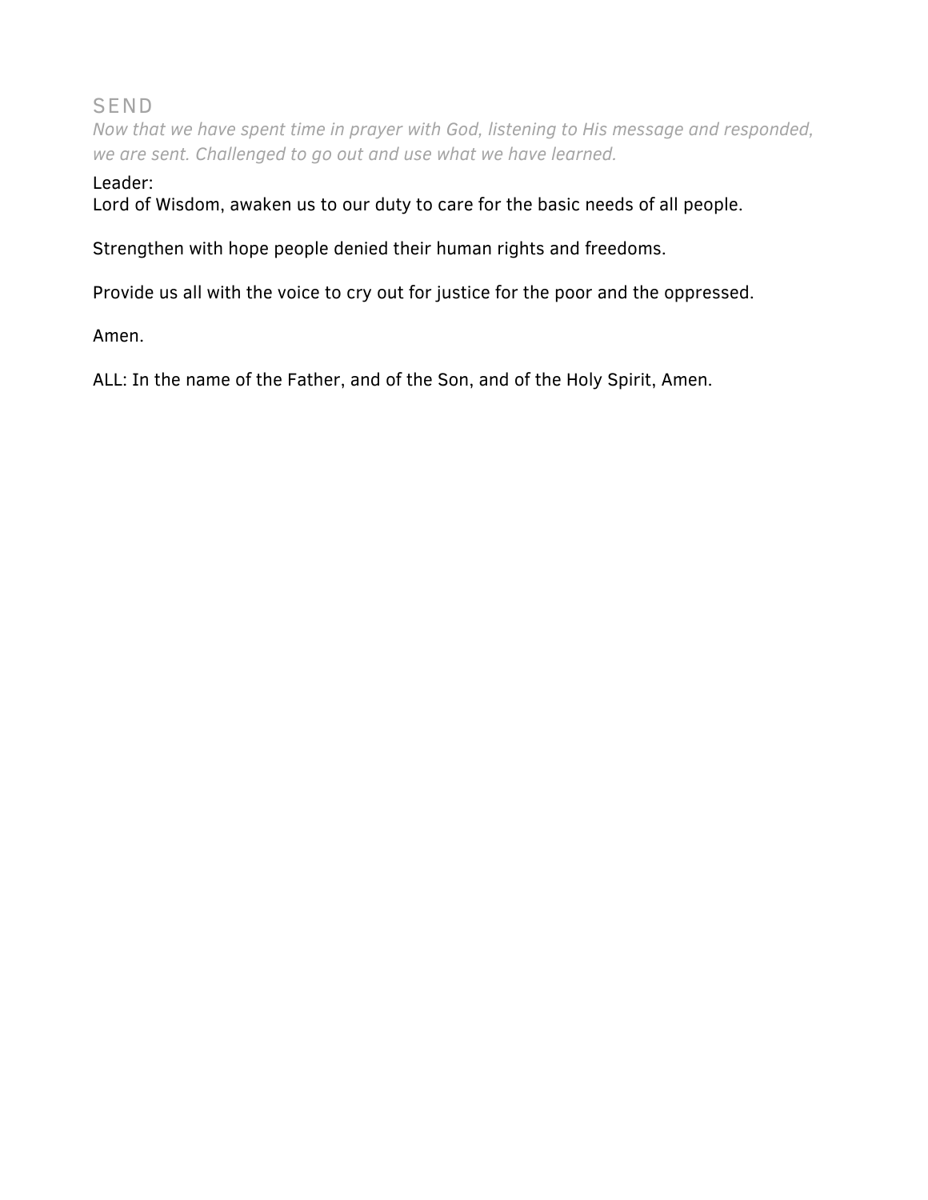## SEND

*Now that we have spent time in prayer with God, listening to His message and responded, we are sent. Challenged to go out and use what we have learned.*

Leader:
Lord of Wisdom, awaken us to our duty to care for the basic needs of all people.

Strengthen with hope people denied their human rights and freedoms.

Provide us all with the voice to cry out for justice for the poor and the oppressed.

Amen.

ALL: In the name of the Father, and of the Son, and of the Holy Spirit, Amen.